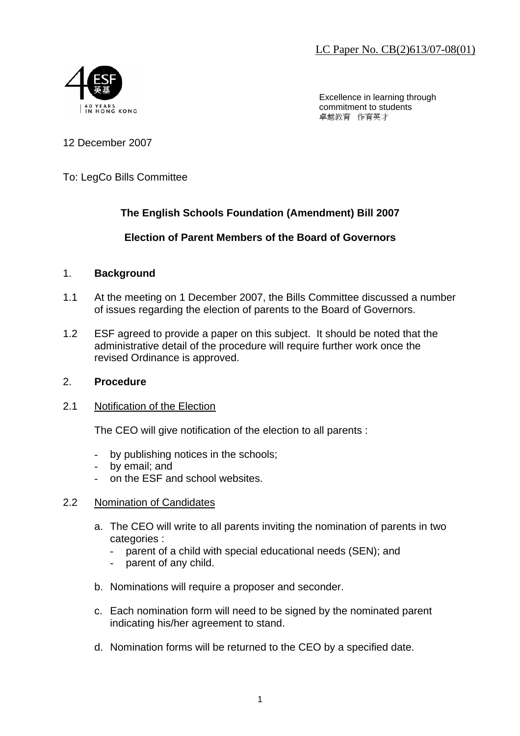LC Paper No. CB(2)613/07-08(01)

Excellence in learning through commitment to students
卓越教育 作育英才

12 December 2007

To: LegCo Bills Committee

**The English Schools Foundation (Amendment) Bill 2007**

**Election of Parent Members of the Board of Governors**

1. **Background**

1.1 At the meeting on 1 December 2007, the Bills Committee discussed a number of issues regarding the election of parents to the Board of Governors.

1.2 ESF agreed to provide a paper on this subject. It should be noted that the administrative detail of the procedure will require further work once the revised Ordinance is approved.

2. **Procedure**

2.1 Notification of the Election

The CEO will give notification of the election to all parents :

- by publishing notices in the schools;
- by email; and
- on the ESF and school websites.

2.2 Nomination of Candidates

a. The CEO will write to all parents inviting the nomination of parents in two categories :
   - parent of a child with special educational needs (SEN); and
   - parent of any child.

b. Nominations will require a proposer and seconder.

c. Each nomination form will need to be signed by the nominated parent indicating his/her agreement to stand.

d. Nomination forms will be returned to the CEO by a specified date.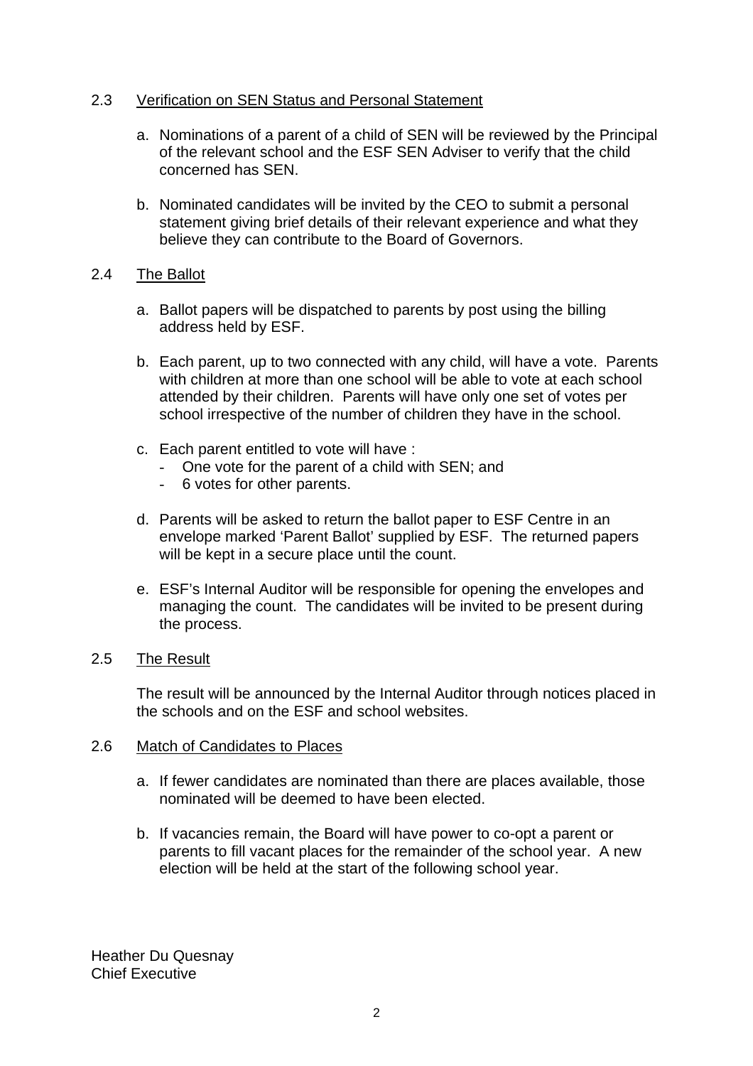### 2.3 Verification on SEN Status and Personal Statement

a. Nominations of a parent of a child of SEN will be reviewed by the Principal of the relevant school and the ESF SEN Adviser to verify that the child concerned has SEN.

b. Nominated candidates will be invited by the CEO to submit a personal statement giving brief details of their relevant experience and what they believe they can contribute to the Board of Governors.

### 2.4 The Ballot

a. Ballot papers will be dispatched to parents by post using the billing address held by ESF.

b. Each parent, up to two connected with any child, will have a vote. Parents with children at more than one school will be able to vote at each school attended by their children. Parents will have only one set of votes per school irrespective of the number of children they have in the school.

c. Each parent entitled to vote will have :
   - One vote for the parent of a child with SEN; and
   - 6 votes for other parents.

d. Parents will be asked to return the ballot paper to ESF Centre in an envelope marked 'Parent Ballot' supplied by ESF. The returned papers will be kept in a secure place until the count.

e. ESF's Internal Auditor will be responsible for opening the envelopes and managing the count. The candidates will be invited to be present during the process.

### 2.5 The Result

The result will be announced by the Internal Auditor through notices placed in the schools and on the ESF and school websites.

### 2.6 Match of Candidates to Places

a. If fewer candidates are nominated than there are places available, those nominated will be deemed to have been elected.

b. If vacancies remain, the Board will have power to co-opt a parent or parents to fill vacant places for the remainder of the school year. A new election will be held at the start of the following school year.

Heather Du Quesnay
Chief Executive